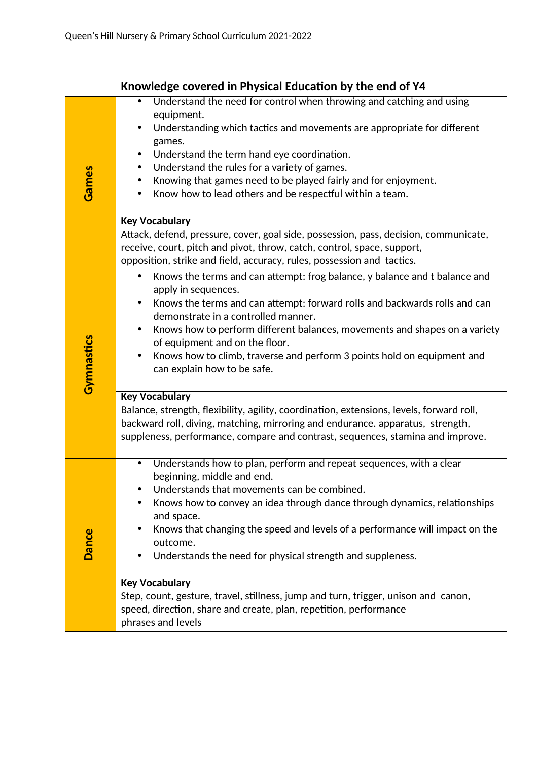| | Knowledge covered in Physical Education by the end of Y4 |
|---|---|
| **Games** | • Understand the need for control when throwing and catching and using equipment.<br>• Understanding which tactics and movements are appropriate for different games.<br>• Understand the term hand eye coordination.<br>• Understand the rules for a variety of games.<br>• Knowing that games need to be played fairly and for enjoyment.<br>• Know how to lead others and be respectful within a team. |
| | **Key Vocabulary**<br>Attack, defend, pressure, cover, goal side, possession, pass, decision, communicate, receive, court, pitch and pivot, throw, catch, control, space, support, opposition, strike and field, accuracy, rules, possession and tactics. |
| **Gymnastics** | • Knows the terms and can attempt: frog balance, y balance and t balance and apply in sequences.<br>• Knows the terms and can attempt: forward rolls and backwards rolls and can demonstrate in a controlled manner.<br>• Knows how to perform different balances, movements and shapes on a variety of equipment and on the floor.<br>• Knows how to climb, traverse and perform 3 points hold on equipment and can explain how to be safe. |
| | **Key Vocabulary**<br>Balance, strength, flexibility, agility, coordination, extensions, levels, forward roll, backward roll, diving, matching, mirroring and endurance. apparatus, strength, suppleness, performance, compare and contrast, sequences, stamina and improve. |
| **Dance** | • Understands how to plan, perform and repeat sequences, with a clear beginning, middle and end.<br>• Understands that movements can be combined.<br>• Knows how to convey an idea through dance through dynamics, relationships and space.<br>• Knows that changing the speed and levels of a performance will impact on the outcome.<br>• Understands the need for physical strength and suppleness. |
| | **Key Vocabulary**<br>Step, count, gesture, travel, stillness, jump and turn, trigger, unison and canon, speed, direction, share and create, plan, repetition, performance phrases and levels |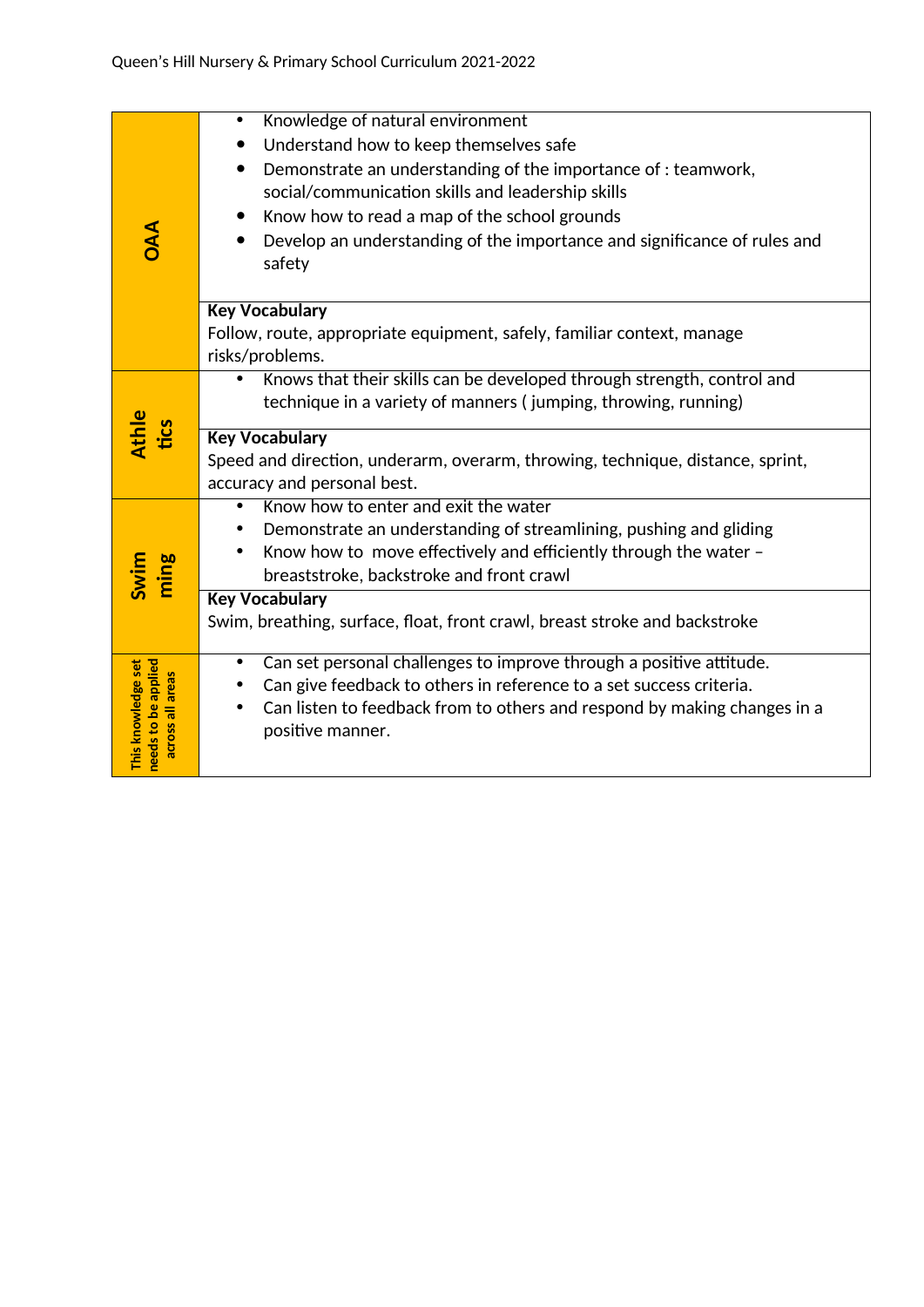| | |
|---|---|
| **OAA** | • Knowledge of natural environment<br>• Understand how to keep themselves safe<br>• Demonstrate an understanding of the importance of : teamwork, social/communication skills and leadership skills<br>• Know how to read a map of the school grounds<br>• Develop an understanding of the importance and significance of rules and safety<br><br>**Key Vocabulary**<br>Follow, route, appropriate equipment, safely, familiar context, manage risks/problems. |
| **Athletics** | • Knows that their skills can be developed through strength, control and technique in a variety of manners ( jumping, throwing, running)<br><br>**Key Vocabulary**<br>Speed and direction, underarm, overarm, throwing, technique, distance, sprint, accuracy and personal best. |
| **Swimming** | • Know how to enter and exit the water<br>• Demonstrate an understanding of streamlining, pushing and gliding<br>• Know how to move effectively and efficiently through the water – breaststroke, backstroke and front crawl<br><br>**Key Vocabulary**<br>Swim, breathing, surface, float, front crawl, breast stroke and backstroke |
| **This knowledge set needs to be applied across all areas** | • Can set personal challenges to improve through a positive attitude.<br>• Can give feedback to others in reference to a set success criteria.<br>• Can listen to feedback from to others and respond by making changes in a positive manner. |